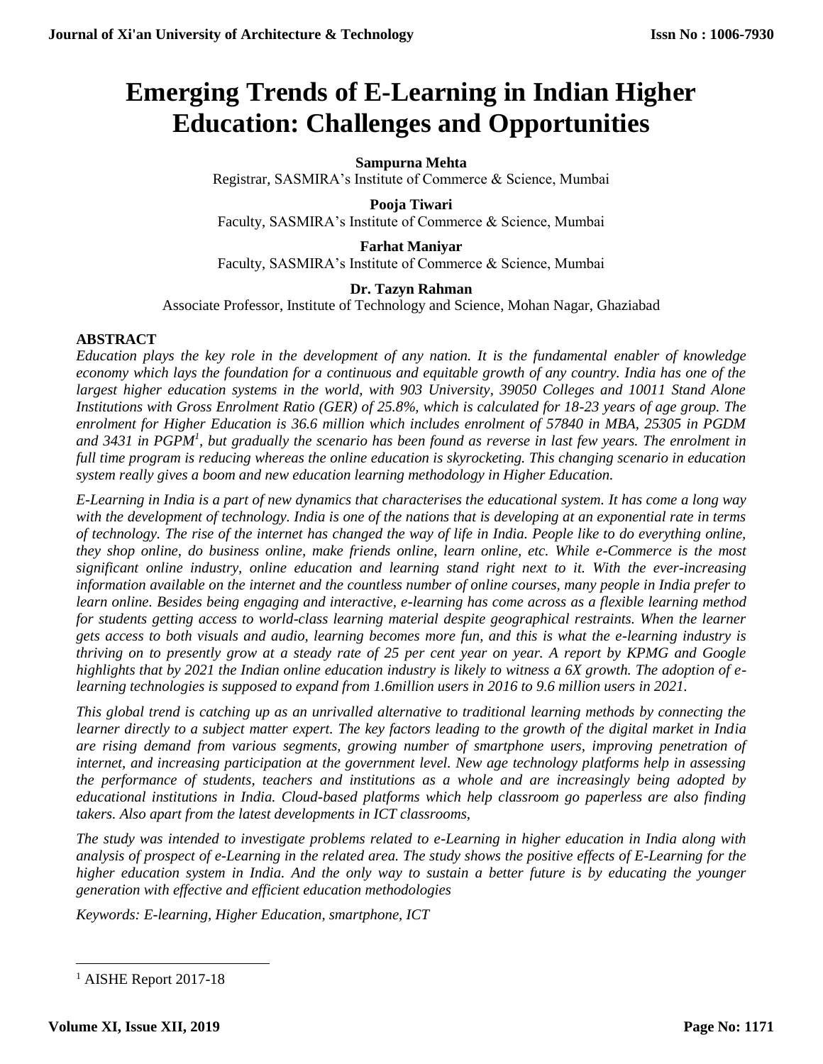# Emerging Trends of E-Learning in Indian Higher Education: Challenges and Opportunities

**Sampurna Mehta**
Registrar, SASMIRA's Institute of Commerce & Science, Mumbai

**Pooja Tiwari**
Faculty, SASMIRA's Institute of Commerce & Science, Mumbai

**Farhat Maniyar**
Faculty, SASMIRA's Institute of Commerce & Science, Mumbai

**Dr. Tazyn Rahman**
Associate Professor, Institute of Technology and Science, Mohan Nagar, Ghaziabad

## ABSTRACT

*Education plays the key role in the development of any nation. It is the fundamental enabler of knowledge economy which lays the foundation for a continuous and equitable growth of any country. India has one of the largest higher education systems in the world, with 903 University, 39050 Colleges and 10011 Stand Alone Institutions with Gross Enrolment Ratio (GER) of 25.8%, which is calculated for 18-23 years of age group. The enrolment for Higher Education is 36.6 million which includes enrolment of 57840 in MBA, 25305 in PGDM and 3431 in PGPM[1], but gradually the scenario has been found as reverse in last few years. The enrolment in full time program is reducing whereas the online education is skyrocketing. This changing scenario in education system really gives a boom and new education learning methodology in Higher Education.*

*E-Learning in India is a part of new dynamics that characterises the educational system. It has come a long way with the development of technology. India is one of the nations that is developing at an exponential rate in terms of technology. The rise of the internet has changed the way of life in India. People like to do everything online, they shop online, do business online, make friends online, learn online, etc. While e-Commerce is the most significant online industry, online education and learning stand right next to it. With the ever-increasing information available on the internet and the countless number of online courses, many people in India prefer to learn online. Besides being engaging and interactive, e-learning has come across as a flexible learning method for students getting access to world-class learning material despite geographical restraints. When the learner gets access to both visuals and audio, learning becomes more fun, and this is what the e-learning industry is thriving on to presently grow at a steady rate of 25 per cent year on year. A report by KPMG and Google highlights that by 2021 the Indian online education industry is likely to witness a 6X growth. The adoption of e-learning technologies is supposed to expand from 1.6million users in 2016 to 9.6 million users in 2021.*

*This global trend is catching up as an unrivalled alternative to traditional learning methods by connecting the learner directly to a subject matter expert. The key factors leading to the growth of the digital market in India are rising demand from various segments, growing number of smartphone users, improving penetration of internet, and increasing participation at the government level. New age technology platforms help in assessing the performance of students, teachers and institutions as a whole and are increasingly being adopted by educational institutions in India. Cloud-based platforms which help classroom go paperless are also finding takers. Also apart from the latest developments in ICT classrooms,*

*The study was intended to investigate problems related to e-Learning in higher education in India along with analysis of prospect of e-Learning in the related area. The study shows the positive effects of E-Learning for the higher education system in India. And the only way to sustain a better future is by educating the younger generation with effective and efficient education methodologies*

*Keywords: E-learning, Higher Education, smartphone, ICT*

---

[1] AISHE Report 2017-18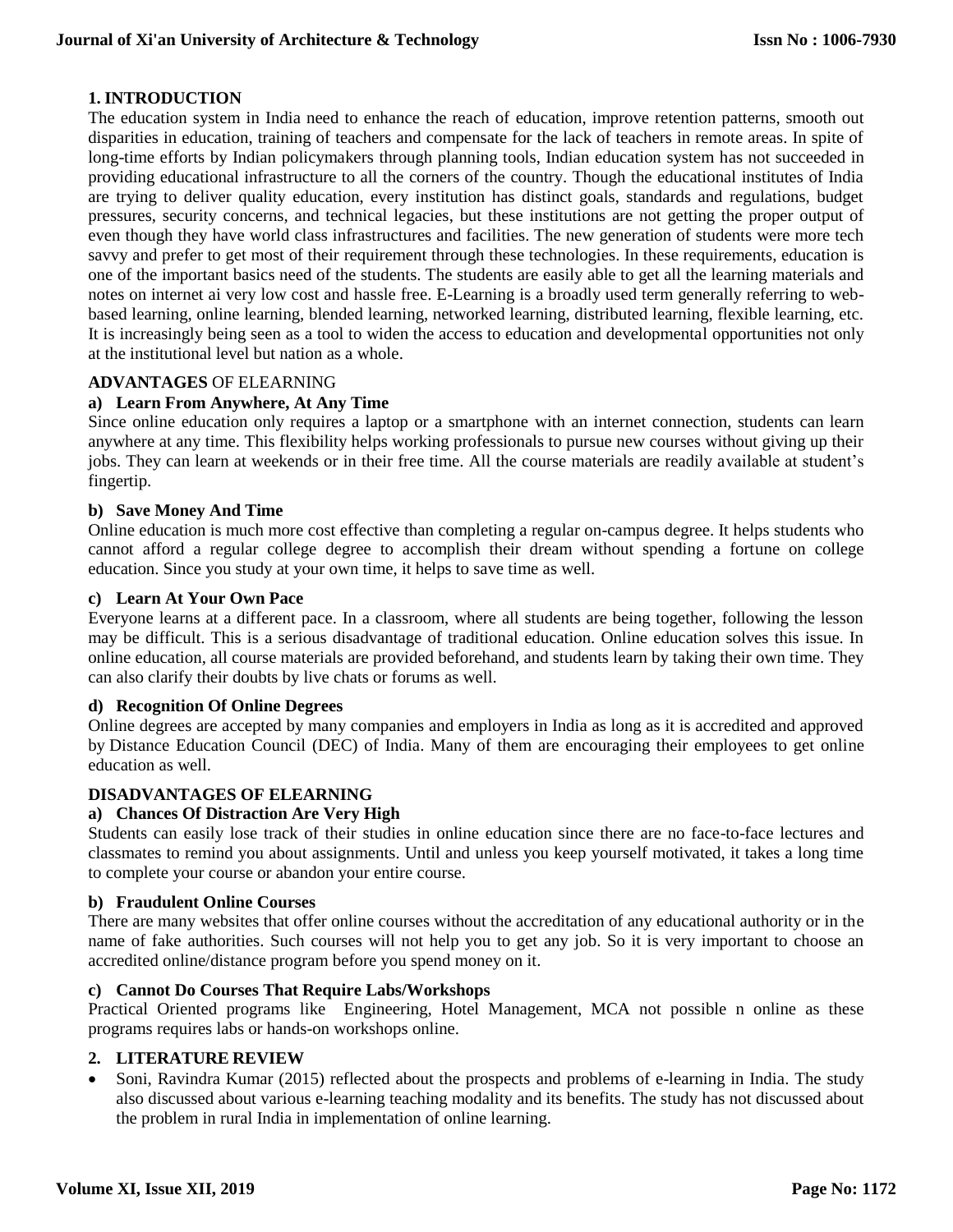## 1. INTRODUCTION

The education system in India need to enhance the reach of education, improve retention patterns, smooth out disparities in education, training of teachers and compensate for the lack of teachers in remote areas. In spite of long-time efforts by Indian policymakers through planning tools, Indian education system has not succeeded in providing educational infrastructure to all the corners of the country. Though the educational institutes of India are trying to deliver quality education, every institution has distinct goals, standards and regulations, budget pressures, security concerns, and technical legacies, but these institutions are not getting the proper output of even though they have world class infrastructures and facilities. The new generation of students were more tech savvy and prefer to get most of their requirement through these technologies. In these requirements, education is one of the important basics need of the students. The students are easily able to get all the learning materials and notes on internet ai very low cost and hassle free. E-Learning is a broadly used term generally referring to web-based learning, online learning, blended learning, networked learning, distributed learning, flexible learning, etc. It is increasingly being seen as a tool to widen the access to education and developmental opportunities not only at the institutional level but nation as a whole.

### **ADVANTAGES** OF ELEARNING

**a) Learn From Anywhere, At Any Time**

Since online education only requires a laptop or a smartphone with an internet connection, students can learn anywhere at any time. This flexibility helps working professionals to pursue new courses without giving up their jobs. They can learn at weekends or in their free time. All the course materials are readily available at student's fingertip.

**b) Save Money And Time**

Online education is much more cost effective than completing a regular on-campus degree. It helps students who cannot afford a regular college degree to accomplish their dream without spending a fortune on college education. Since you study at your own time, it helps to save time as well.

**c) Learn At Your Own Pace**

Everyone learns at a different pace. In a classroom, where all students are being together, following the lesson may be difficult. This is a serious disadvantage of traditional education. Online education solves this issue. In online education, all course materials are provided beforehand, and students learn by taking their own time. They can also clarify their doubts by live chats or forums as well.

**d) Recognition Of Online Degrees**

Online degrees are accepted by many companies and employers in India as long as it is accredited and approved by Distance Education Council (DEC) of India. Many of them are encouraging their employees to get online education as well.

### DISADVANTAGES OF ELEARNING

**a) Chances Of Distraction Are Very High**

Students can easily lose track of their studies in online education since there are no face-to-face lectures and classmates to remind you about assignments. Until and unless you keep yourself motivated, it takes a long time to complete your course or abandon your entire course.

**b) Fraudulent Online Courses**

There are many websites that offer online courses without the accreditation of any educational authority or in the name of fake authorities. Such courses will not help you to get any job. So it is very important to choose an accredited online/distance program before you spend money on it.

**c) Cannot Do Courses That Require Labs/Workshops**

Practical Oriented programs like Engineering, Hotel Management, MCA not possible n online as these programs requires labs or hands-on workshops online.

## 2. LITERATURE REVIEW

- Soni, Ravindra Kumar (2015) reflected about the prospects and problems of e-learning in India. The study also discussed about various e-learning teaching modality and its benefits. The study has not discussed about the problem in rural India in implementation of online learning.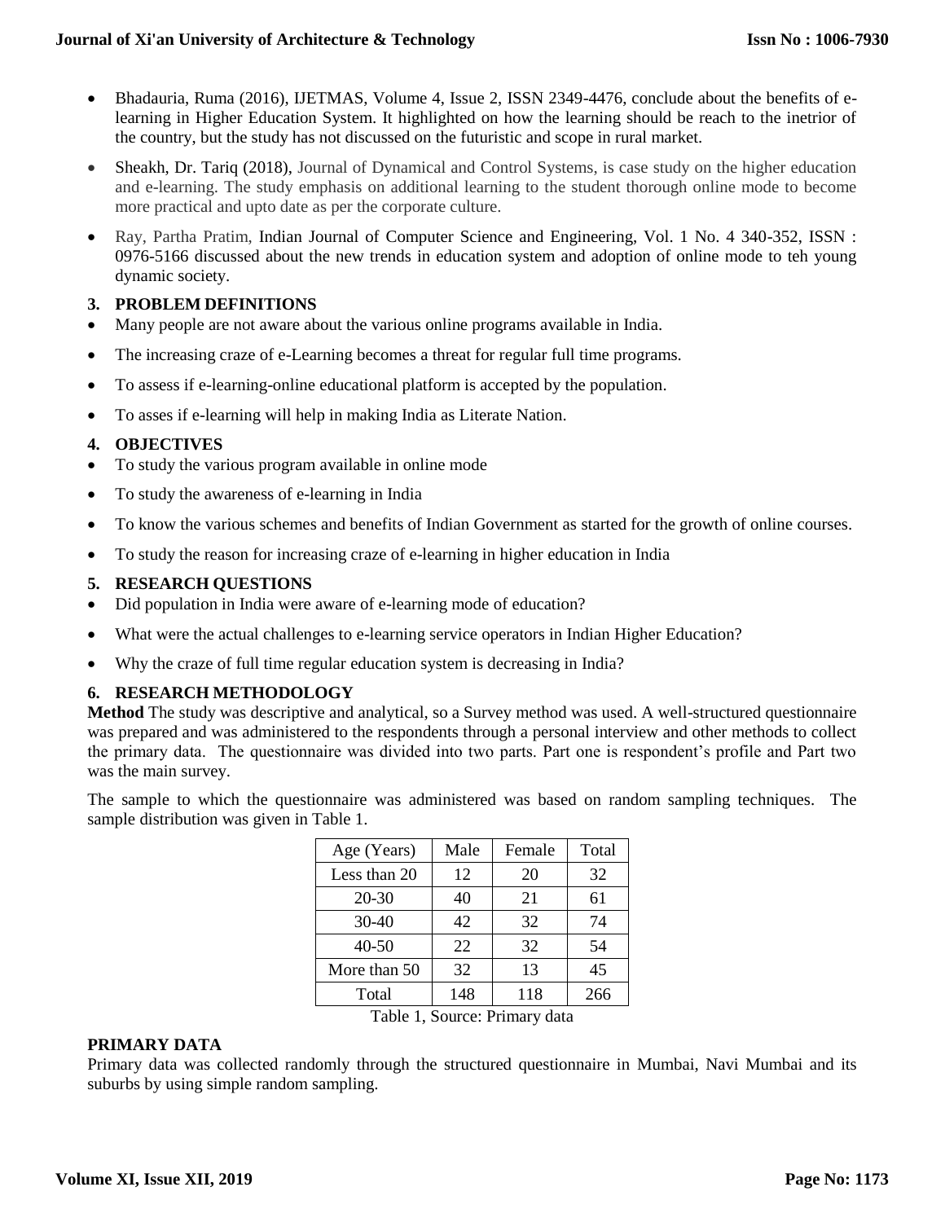- Bhadauria, Ruma (2016), IJETMAS, Volume 4, Issue 2, ISSN 2349-4476, conclude about the benefits of e-learning in Higher Education System. It highlighted on how the learning should be reach to the inetrior of the country, but the study has not discussed on the futuristic and scope in rural market.
- Sheakh, Dr. Tariq (2018), Journal of Dynamical and Control Systems, is case study on the higher education and e-learning. The study emphasis on additional learning to the student thorough online mode to become more practical and upto date as per the corporate culture.
- Ray, Partha Pratim, Indian Journal of Computer Science and Engineering, Vol. 1 No. 4 340-352, ISSN : 0976-5166 discussed about the new trends in education system and adoption of online mode to teh young dynamic society.

## 3. PROBLEM DEFINITIONS

- Many people are not aware about the various online programs available in India.
- The increasing craze of e-Learning becomes a threat for regular full time programs.
- To assess if e-learning-online educational platform is accepted by the population.
- To asses if e-learning will help in making India as Literate Nation.

## 4. OBJECTIVES

- To study the various program available in online mode
- To study the awareness of e-learning in India
- To know the various schemes and benefits of Indian Government as started for the growth of online courses.
- To study the reason for increasing craze of e-learning in higher education in India

## 5. RESEARCH QUESTIONS

- Did population in India were aware of e-learning mode of education?
- What were the actual challenges to e-learning service operators in Indian Higher Education?
- Why the craze of full time regular education system is decreasing in India?

## 6. RESEARCH METHODOLOGY

**Method** The study was descriptive and analytical, so a Survey method was used. A well-structured questionnaire was prepared and was administered to the respondents through a personal interview and other methods to collect the primary data. The questionnaire was divided into two parts. Part one is respondent's profile and Part two was the main survey.

The sample to which the questionnaire was administered was based on random sampling techniques. The sample distribution was given in Table 1.

| Age (Years) | Male | Female | Total |
|---|---|---|---|
| Less than 20 | 12 | 20 | 32 |
| 20-30 | 40 | 21 | 61 |
| 30-40 | 42 | 32 | 74 |
| 40-50 | 22 | 32 | 54 |
| More than 50 | 32 | 13 | 45 |
| Total | 148 | 118 | 266 |

Table 1, Source: Primary data

### PRIMARY DATA

Primary data was collected randomly through the structured questionnaire in Mumbai, Navi Mumbai and its suburbs by using simple random sampling.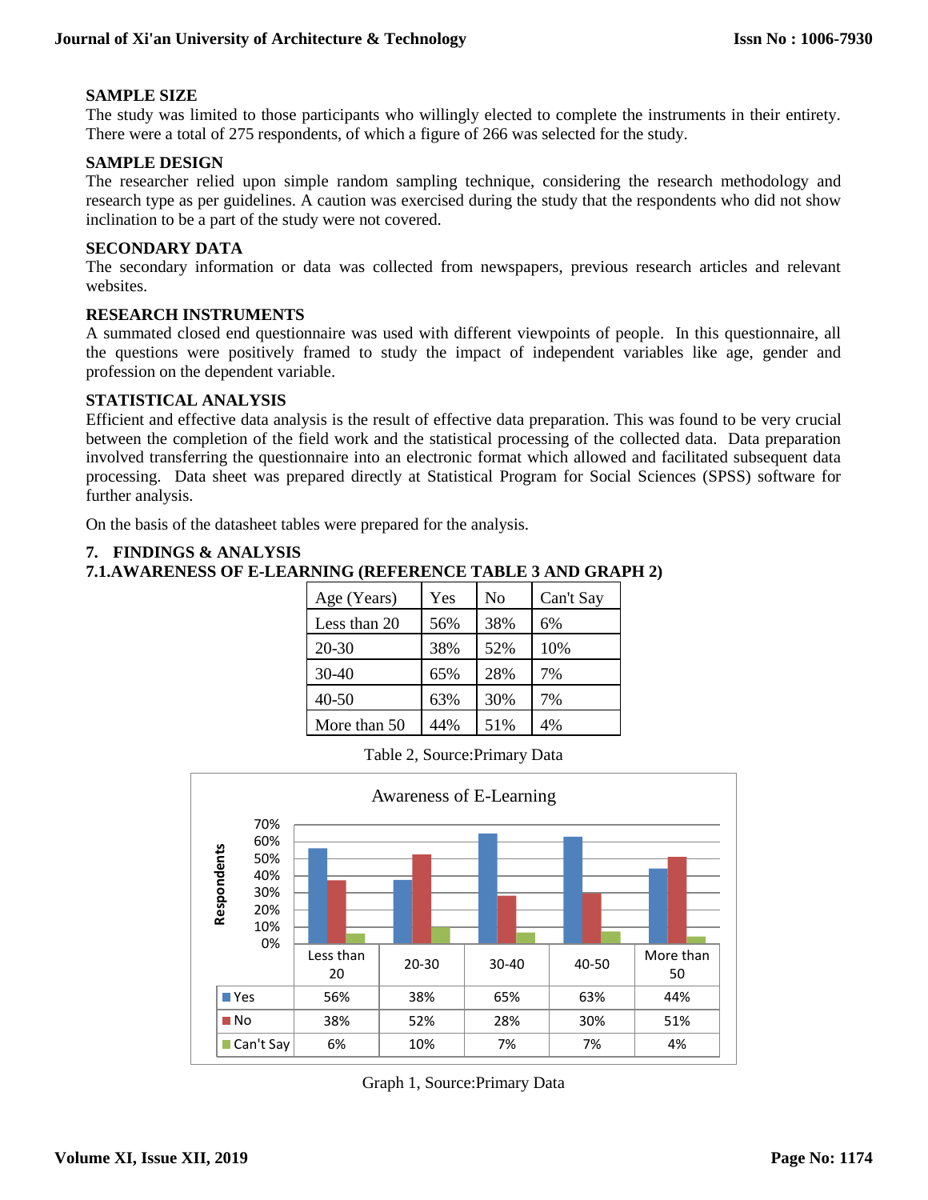**SAMPLE SIZE**

The study was limited to those participants who willingly elected to complete the instruments in their entirety. There were a total of 275 respondents, of which a figure of 266 was selected for the study.

**SAMPLE DESIGN**

The researcher relied upon simple random sampling technique, considering the research methodology and research type as per guidelines. A caution was exercised during the study that the respondents who did not show inclination to be a part of the study were not covered.

**SECONDARY DATA**

The secondary information or data was collected from newspapers, previous research articles and relevant websites.

**RESEARCH INSTRUMENTS**

A summated closed end questionnaire was used with different viewpoints of people. In this questionnaire, all the questions were positively framed to study the impact of independent variables like age, gender and profession on the dependent variable.

**STATISTICAL ANALYSIS**

Efficient and effective data analysis is the result of effective data preparation. This was found to be very crucial between the completion of the field work and the statistical processing of the collected data. Data preparation involved transferring the questionnaire into an electronic format which allowed and facilitated subsequent data processing. Data sheet was prepared directly at Statistical Program for Social Sciences (SPSS) software for further analysis.

On the basis of the datasheet tables were prepared for the analysis.

## 7. FINDINGS & ANALYSIS

### 7.1.AWARENESS OF E-LEARNING (REFERENCE TABLE 3 AND GRAPH 2)

| Age (Years) | Yes | No | Can't Say |
|---|---|---|---|
| Less than 20 | 56% | 38% | 6% |
| 20-30 | 38% | 52% | 10% |
| 30-40 | 65% | 28% | 7% |
| 40-50 | 63% | 30% | 7% |
| More than 50 | 44% | 51% | 4% |

Table 2, Source:Primary Data

Awareness of E-Learning

| | Less than 20 | 20-30 | 30-40 | 40-50 | More than 50 |
|---|---|---|---|---|---|
| Yes | 56% | 38% | 65% | 63% | 44% |
| No | 38% | 52% | 28% | 30% | 51% |
| Can't Say | 6% | 10% | 7% | 7% | 4% |

Graph 1, Source:Primary Data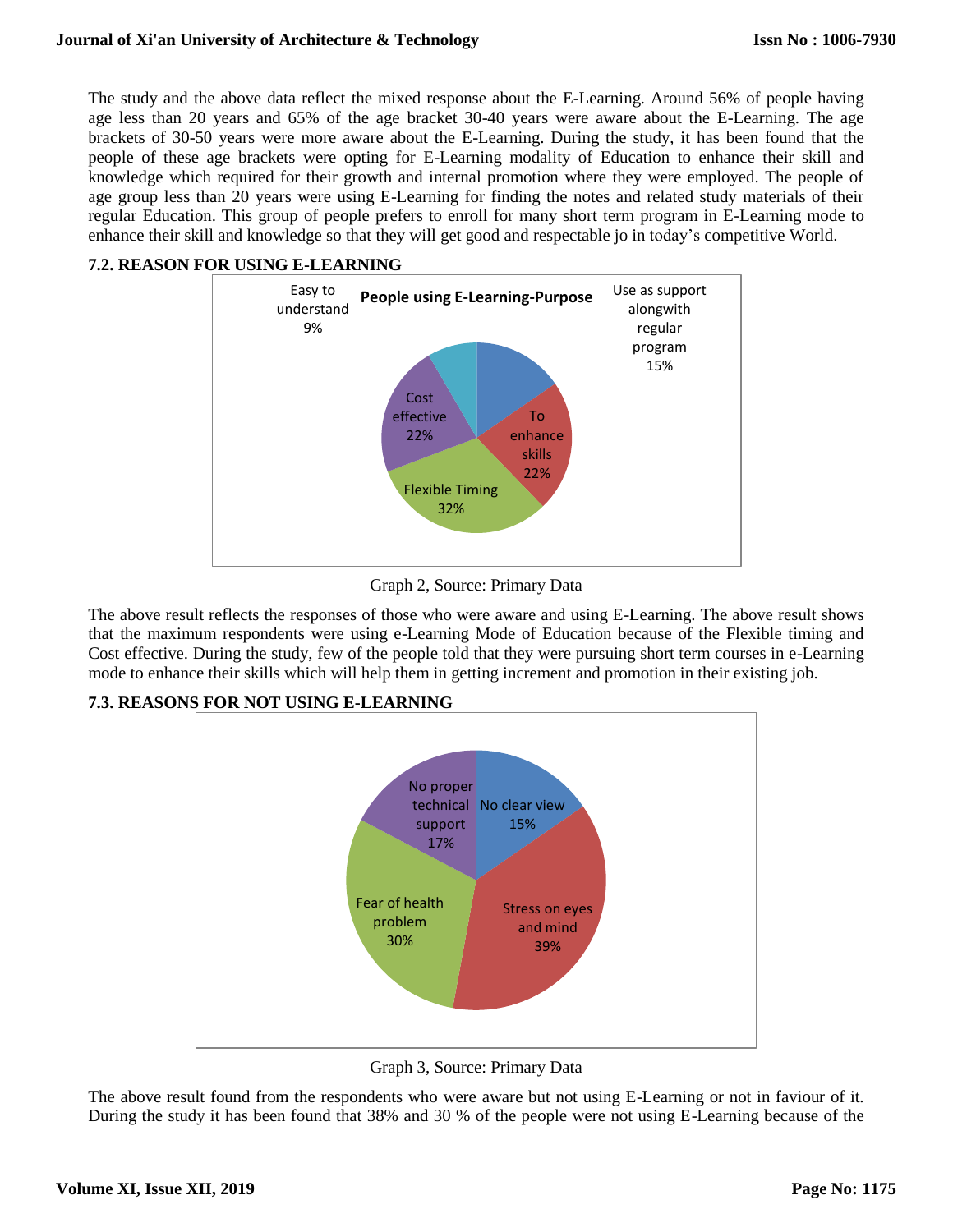The study and the above data reflect the mixed response about the E-Learning. Around 56% of people having age less than 20 years and 65% of the age bracket 30-40 years were aware about the E-Learning. The age brackets of 30-50 years were more aware about the E-Learning. During the study, it has been found that the people of these age brackets were opting for E-Learning modality of Education to enhance their skill and knowledge which required for their growth and internal promotion where they were employed. The people of age group less than 20 years were using E-Learning for finding the notes and related study materials of their regular Education. This group of people prefers to enroll for many short term program in E-Learning mode to enhance their skill and knowledge so that they will get good and respectable jo in today's competitive World.

### 7.2. REASON FOR USING E-LEARNING

**People using E-Learning-Purpose**

| Purpose | Percentage |
|---|---|
| Use as support alongwith regular program | 15% |
| To enhance skills | 22% |
| Flexible Timing | 32% |
| Cost effective | 22% |
| Easy to understand | 9% |

Graph 2, Source: Primary Data

The above result reflects the responses of those who were aware and using E-Learning. The above result shows that the maximum respondents were using e-Learning Mode of Education because of the Flexible timing and Cost effective. During the study, few of the people told that they were pursuing short term courses in e-Learning mode to enhance their skills which will help them in getting increment and promotion in their existing job.

### 7.3. REASONS FOR NOT USING E-LEARNING

| Reason | Percentage |
|---|---|
| No clear view | 15% |
| Stress on eyes and mind | 39% |
| Fear of health problem | 30% |
| No proper technical support | 17% |

Graph 3, Source: Primary Data

The above result found from the respondents who were aware but not using E-Learning or not in faviour of it. During the study it has been found that 38% and 30 % of the people were not using E-Learning because of the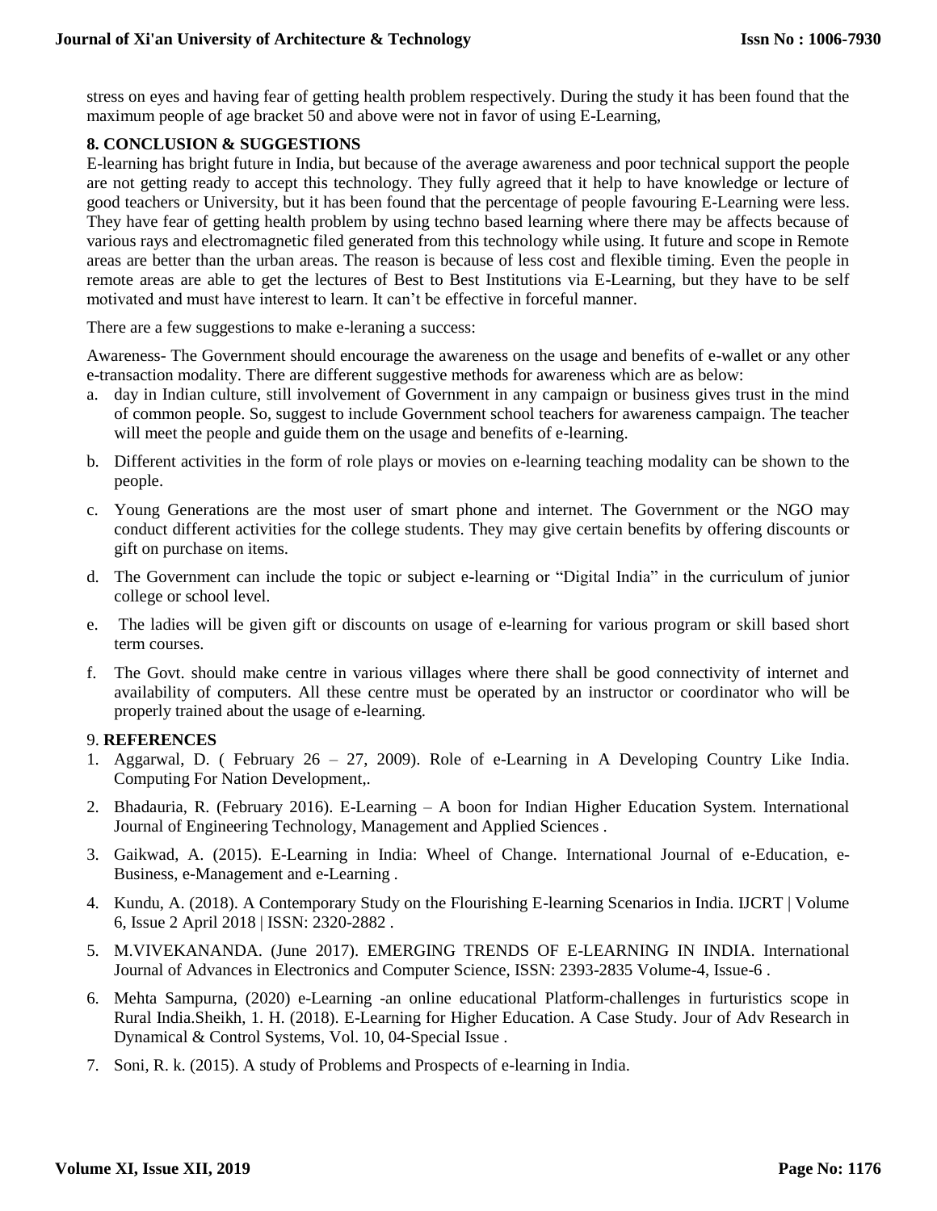stress on eyes and having fear of getting health problem respectively. During the study it has been found that the maximum people of age bracket 50 and above were not in favor of using E-Learning,

## 8. CONCLUSION & SUGGESTIONS

E-learning has bright future in India, but because of the average awareness and poor technical support the people are not getting ready to accept this technology. They fully agreed that it help to have knowledge or lecture of good teachers or University, but it has been found that the percentage of people favouring E-Learning were less. They have fear of getting health problem by using techno based learning where there may be affects because of various rays and electromagnetic filed generated from this technology while using. It future and scope in Remote areas are better than the urban areas. The reason is because of less cost and flexible timing. Even the people in remote areas are able to get the lectures of Best to Best Institutions via E-Learning, but they have to be self motivated and must have interest to learn. It can't be effective in forceful manner.

There are a few suggestions to make e-leraning a success:

Awareness- The Government should encourage the awareness on the usage and benefits of e-wallet or any other e-transaction modality. There are different suggestive methods for awareness which are as below:

a. day in Indian culture, still involvement of Government in any campaign or business gives trust in the mind of common people. So, suggest to include Government school teachers for awareness campaign. The teacher will meet the people and guide them on the usage and benefits of e-learning.
b. Different activities in the form of role plays or movies on e-learning teaching modality can be shown to the people.
c. Young Generations are the most user of smart phone and internet. The Government or the NGO may conduct different activities for the college students. They may give certain benefits by offering discounts or gift on purchase on items.
d. The Government can include the topic or subject e-learning or "Digital India" in the curriculum of junior college or school level.
e. The ladies will be given gift or discounts on usage of e-learning for various program or skill based short term courses.
f. The Govt. should make centre in various villages where there shall be good connectivity of internet and availability of computers. All these centre must be operated by an instructor or coordinator who will be properly trained about the usage of e-learning.

## 9. REFERENCES

1. Aggarwal, D. ( February 26 – 27, 2009). Role of e-Learning in A Developing Country Like India. Computing For Nation Development,.
2. Bhadauria, R. (February 2016). E-Learning – A boon for Indian Higher Education System. International Journal of Engineering Technology, Management and Applied Sciences .
3. Gaikwad, A. (2015). E-Learning in India: Wheel of Change. International Journal of e-Education, e-Business, e-Management and e-Learning .
4. Kundu, A. (2018). A Contemporary Study on the Flourishing E-learning Scenarios in India. IJCRT | Volume 6, Issue 2 April 2018 | ISSN: 2320-2882 .
5. M.VIVEKANANDA. (June 2017). EMERGING TRENDS OF E-LEARNING IN INDIA. International Journal of Advances in Electronics and Computer Science, ISSN: 2393-2835 Volume-4, Issue-6 .
6. Mehta Sampurna, (2020) e-Learning -an online educational Platform-challenges in furturistics scope in Rural India.Sheikh, 1. H. (2018). E-Learning for Higher Education. A Case Study. Jour of Adv Research in Dynamical & Control Systems, Vol. 10, 04-Special Issue .
7. Soni, R. k. (2015). A study of Problems and Prospects of e-learning in India.